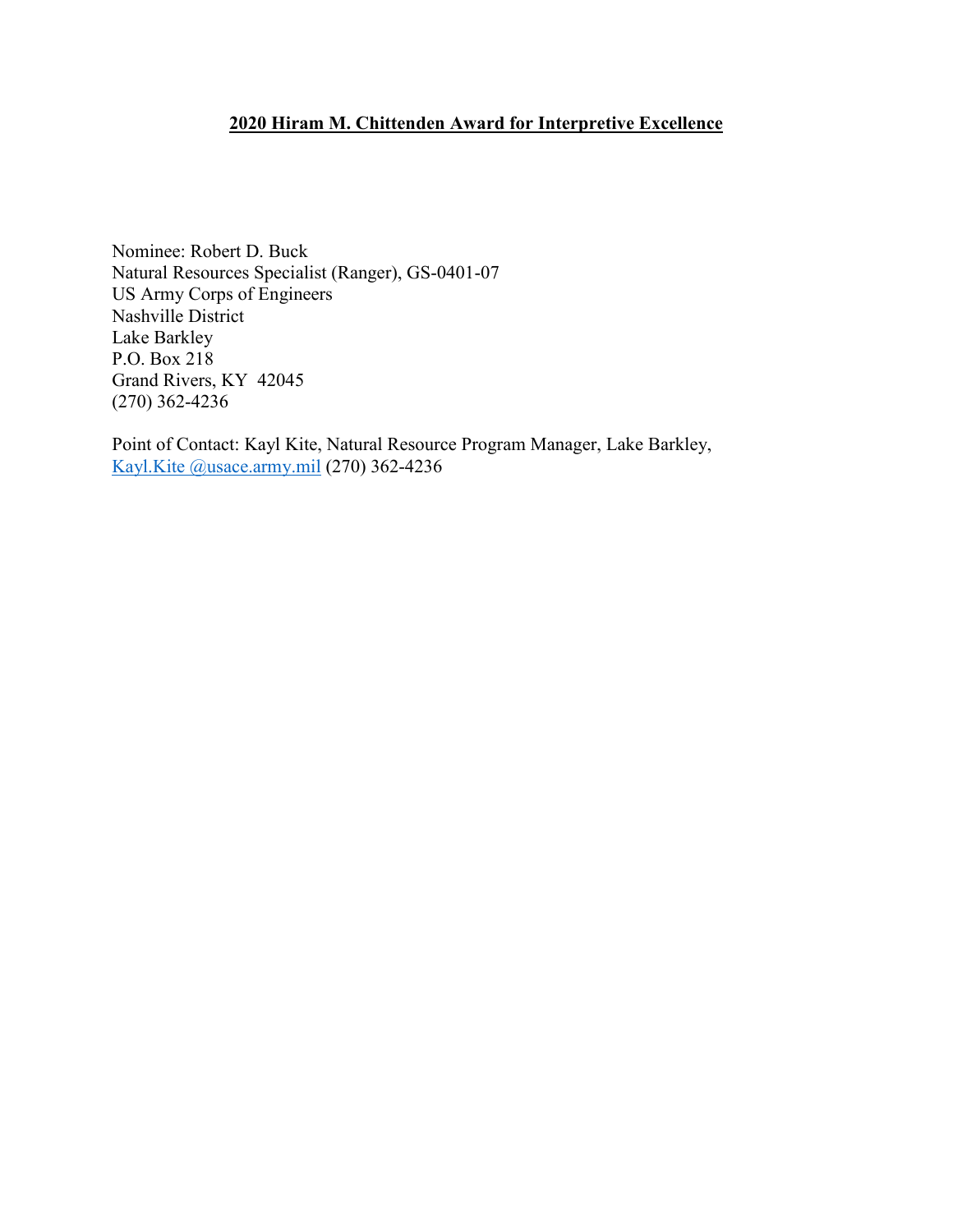**2020 Hiram M. Chittenden Award for Interpretive Excellence**

Nominee: Robert D. Buck
Natural Resources Specialist (Ranger), GS-0401-07
US Army Corps of Engineers
Nashville District
Lake Barkley
P.O. Box 218
Grand Rivers, KY 42045
(270) 362-4236

Point of Contact: Kayl Kite, Natural Resource Program Manager, Lake Barkley, Kayl.Kite @usace.army.mil (270) 362-4236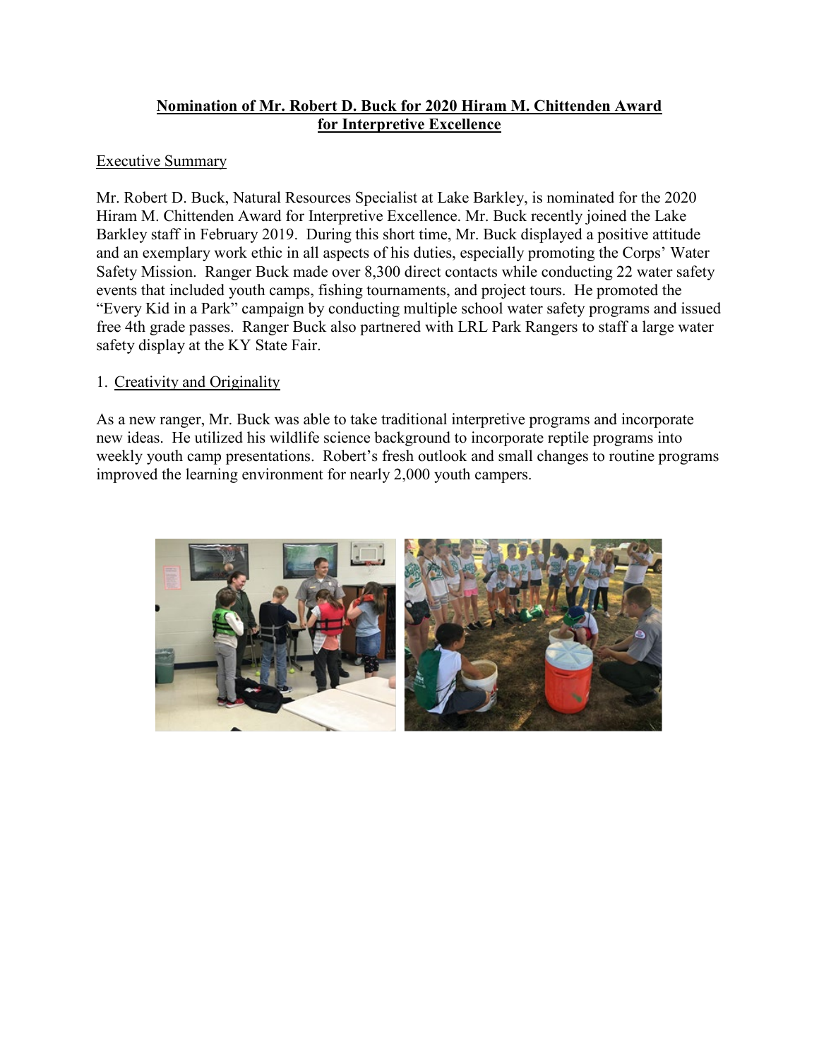## Nomination of Mr. Robert D. Buck for 2020 Hiram M. Chittenden Award for Interpretive Excellence

### Executive Summary

Mr. Robert D. Buck, Natural Resources Specialist at Lake Barkley, is nominated for the 2020 Hiram M. Chittenden Award for Interpretive Excellence. Mr. Buck recently joined the Lake Barkley staff in February 2019. During this short time, Mr. Buck displayed a positive attitude and an exemplary work ethic in all aspects of his duties, especially promoting the Corps' Water Safety Mission. Ranger Buck made over 8,300 direct contacts while conducting 22 water safety events that included youth camps, fishing tournaments, and project tours. He promoted the "Every Kid in a Park" campaign by conducting multiple school water safety programs and issued free 4th grade passes. Ranger Buck also partnered with LRL Park Rangers to staff a large water safety display at the KY State Fair.

### 1. Creativity and Originality

As a new ranger, Mr. Buck was able to take traditional interpretive programs and incorporate new ideas. He utilized his wildlife science background to incorporate reptile programs into weekly youth camp presentations. Robert's fresh outlook and small changes to routine programs improved the learning environment for nearly 2,000 youth campers.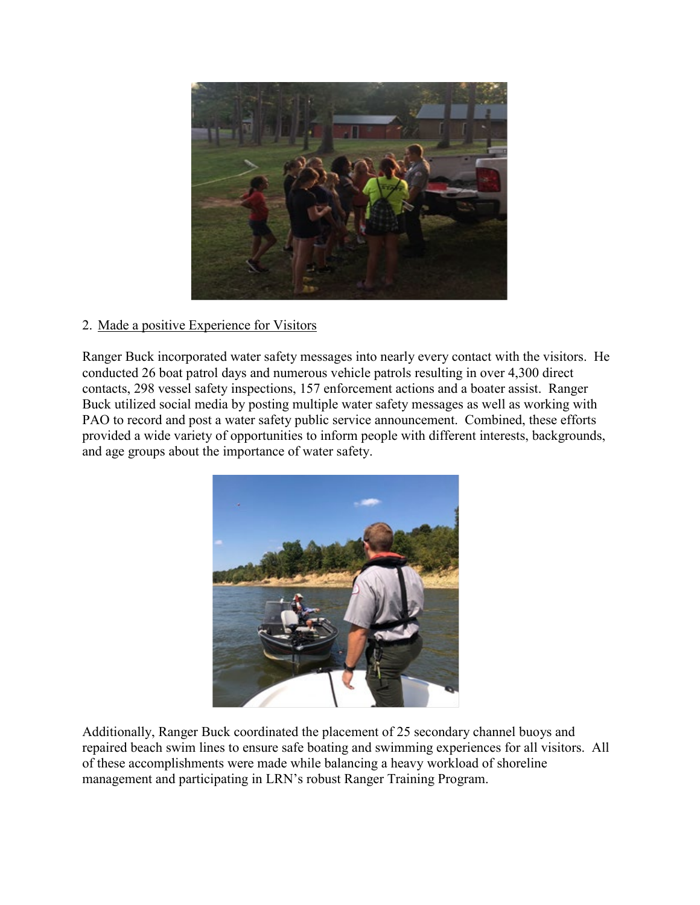2. Made a positive Experience for Visitors

Ranger Buck incorporated water safety messages into nearly every contact with the visitors. He conducted 26 boat patrol days and numerous vehicle patrols resulting in over 4,300 direct contacts, 298 vessel safety inspections, 157 enforcement actions and a boater assist. Ranger Buck utilized social media by posting multiple water safety messages as well as working with PAO to record and post a water safety public service announcement. Combined, these efforts provided a wide variety of opportunities to inform people with different interests, backgrounds, and age groups about the importance of water safety.

Additionally, Ranger Buck coordinated the placement of 25 secondary channel buoys and repaired beach swim lines to ensure safe boating and swimming experiences for all visitors. All of these accomplishments were made while balancing a heavy workload of shoreline management and participating in LRN's robust Ranger Training Program.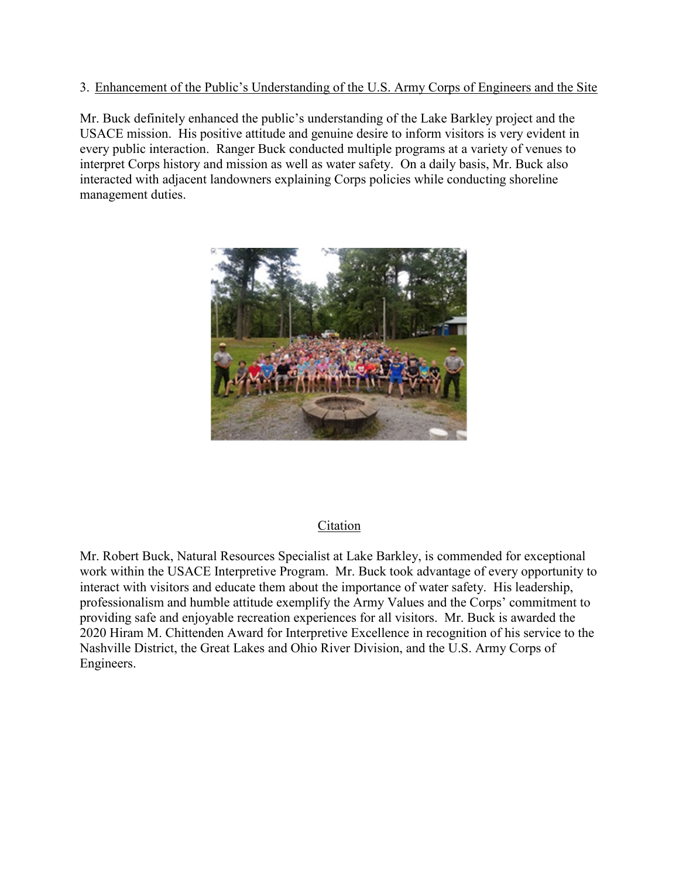3. Enhancement of the Public's Understanding of the U.S. Army Corps of Engineers and the Site

Mr. Buck definitely enhanced the public's understanding of the Lake Barkley project and the USACE mission. His positive attitude and genuine desire to inform visitors is very evident in every public interaction. Ranger Buck conducted multiple programs at a variety of venues to interpret Corps history and mission as well as water safety. On a daily basis, Mr. Buck also interacted with adjacent landowners explaining Corps policies while conducting shoreline management duties.

## Citation

Mr. Robert Buck, Natural Resources Specialist at Lake Barkley, is commended for exceptional work within the USACE Interpretive Program. Mr. Buck took advantage of every opportunity to interact with visitors and educate them about the importance of water safety. His leadership, professionalism and humble attitude exemplify the Army Values and the Corps' commitment to providing safe and enjoyable recreation experiences for all visitors. Mr. Buck is awarded the 2020 Hiram M. Chittenden Award for Interpretive Excellence in recognition of his service to the Nashville District, the Great Lakes and Ohio River Division, and the U.S. Army Corps of Engineers.